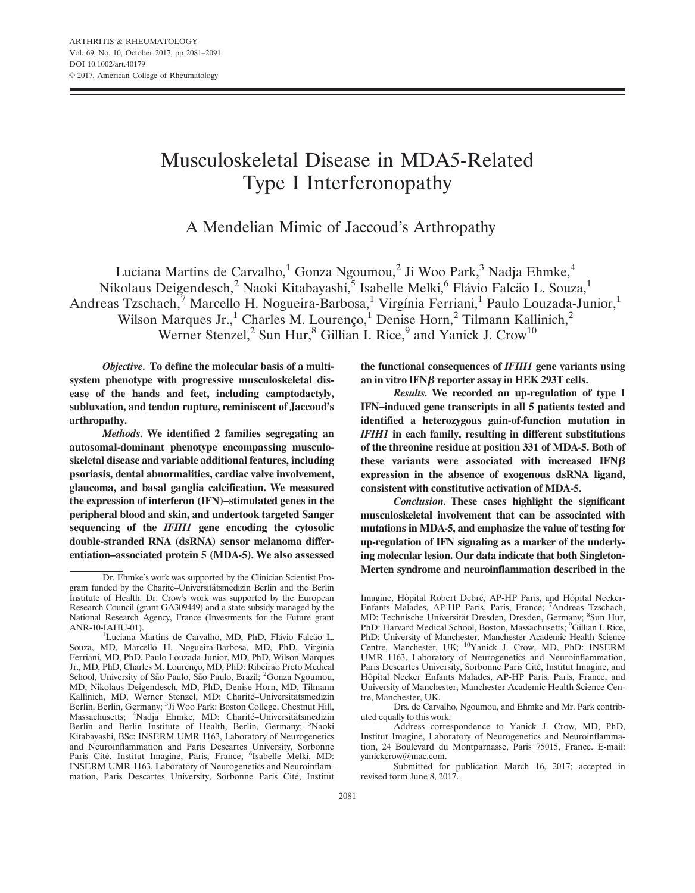# Musculoskeletal Disease in MDA5-Related Type I Interferonopathy

## A Mendelian Mimic of Jaccoud's Arthropathy

Luciana Martins de Carvalho,[1] Gonza Ngoumou,[2] Ji Woo Park,[3] Nadja Ehmke,[4] Nikolaus Deigendesch,[2] Naoki Kitabayashi,[5] Isabelle Melki,[6] Flávio Falcão L. Souza,[1] Andreas Tzschach,[7] Marcello H. Nogueira-Barbosa,[1] Virgínia Ferriani,[1] Paulo Louzada-Junior,[1] Wilson Marques Jr.,[1] Charles M. Lourenço,[1] Denise Horn,[2] Tilmann Kallinich,[2] Werner Stenzel,[2] Sun Hur,[8] Gillian I. Rice,[9] and Yanick J. Crow[10]

***Objective*. To define the molecular basis of a multisystem phenotype with progressive musculoskeletal disease of the hands and feet, including camptodactyly, subluxation, and tendon rupture, reminiscent of Jaccoud's arthropathy.**

***Methods*. We identified 2 families segregating an autosomal-dominant phenotype encompassing musculoskeletal disease and variable additional features, including psoriasis, dental abnormalities, cardiac valve involvement, glaucoma, and basal ganglia calcification. We measured the expression of interferon (IFN)–stimulated genes in the peripheral blood and skin, and undertook targeted Sanger sequencing of the *IFIH1* gene encoding the cytosolic double-stranded RNA (dsRNA) sensor melanoma differentiation–associated protein 5 (MDA-5). We also assessed the functional consequences of *IFIH1* gene variants using an in vitro IFNβ reporter assay in HEK 293T cells.**

***Results*. We recorded an up-regulation of type I IFN–induced gene transcripts in all 5 patients tested and identified a heterozygous gain-of-function mutation in *IFIH1* in each family, resulting in different substitutions of the threonine residue at position 331 of MDA-5. Both of these variants were associated with increased IFNβ expression in the absence of exogenous dsRNA ligand, consistent with constitutive activation of MDA-5.**

***Conclusion*. These cases highlight the significant musculoskeletal involvement that can be associated with mutations in MDA-5, and emphasize the value of testing for up-regulation of IFN signaling as a marker of the underlying molecular lesion. Our data indicate that both Singleton-Merten syndrome and neuroinflammation described in the**

---

Dr. Ehmke's work was supported by the Clinician Scientist Program funded by the Charité–Universitätsmedizin Berlin and the Berlin Institute of Health. Dr. Crow's work was supported by the European Research Council (grant GA309449) and a state subsidy managed by the National Research Agency, France (Investments for the Future grant ANR-10-IAHU-01).

[1]Luciana Martins de Carvalho, MD, PhD, Flávio Falcão L. Souza, MD, Marcello H. Nogueira-Barbosa, MD, PhD, Virgínia Ferriani, MD, PhD, Paulo Louzada-Junior, MD, PhD, Wilson Marques Jr., MD, PhD, Charles M. Lourenço, MD, PhD: Ribeirão Preto Medical School, University of São Paulo, São Paulo, Brazil; [2]Gonza Ngoumou, MD, Nikolaus Deigendesch, MD, PhD, Denise Horn, MD, Tilmann Kallinich, MD, Werner Stenzel, MD: Charité–Universitätsmedizin Berlin, Berlin, Germany; [3]Ji Woo Park: Boston College, Chestnut Hill, Massachusetts; [4]Nadja Ehmke, MD: Charité–Universitätsmedizin Berlin and Berlin Institute of Health, Berlin, Germany; [5]Naoki Kitabayashi, BSc: INSERM UMR 1163, Laboratory of Neurogenetics and Neuroinflammation and Paris Descartes University, Sorbonne Paris Cité, Institut Imagine, Paris, France; [6]Isabelle Melki, MD: INSERM UMR 1163, Laboratory of Neurogenetics and Neuroinflammation, Paris Descartes University, Sorbonne Paris Cité, Institut Imagine, Hôpital Robert Debré, AP-HP Paris, and Hôpital Necker-Enfants Malades, AP-HP Paris, Paris, France; [7]Andreas Tzschach, MD: Technische Universität Dresden, Dresden, Germany; [8]Sun Hur, PhD: Harvard Medical School, Boston, Massachusetts; [9]Gillian I. Rice, PhD: University of Manchester, Manchester Academic Health Science Centre, Manchester, UK; [10]Yanick J. Crow, MD, PhD: INSERM UMR 1163, Laboratory of Neurogenetics and Neuroinflammation, Paris Descartes University, Sorbonne Paris Cité, Institut Imagine, and Hôpital Necker Enfants Malades, AP-HP Paris, Paris, France, and University of Manchester, Manchester Academic Health Science Centre, Manchester, UK.

Drs. de Carvalho, Ngoumou, and Ehmke and Mr. Park contributed equally to this work.

Address correspondence to Yanick J. Crow, MD, PhD, Institut Imagine, Laboratory of Neurogenetics and Neuroinflammation, 24 Boulevard du Montparnasse, Paris 75015, France. E-mail: yanickcrow@mac.com.

Submitted for publication March 16, 2017; accepted in revised form June 8, 2017.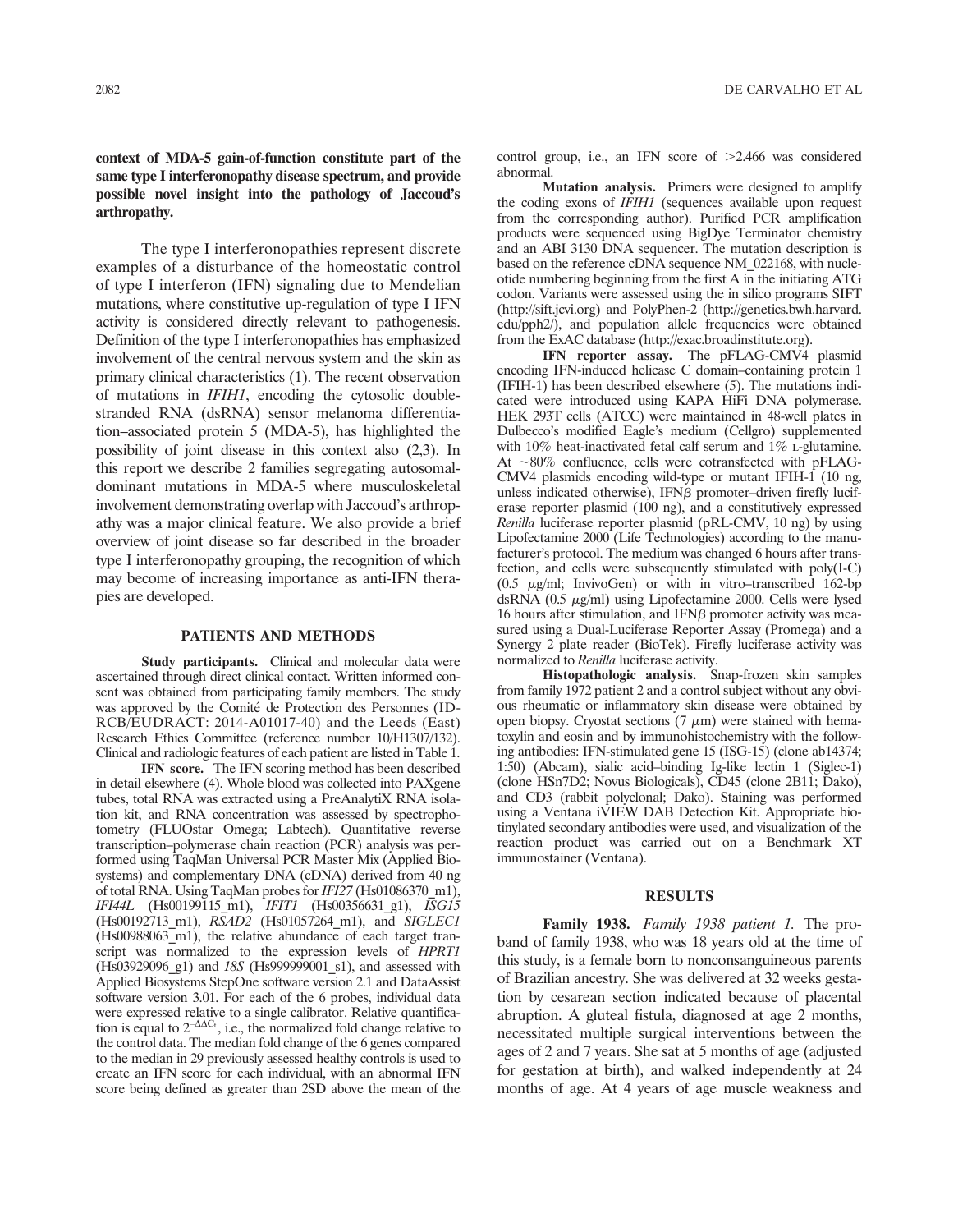**context of MDA-5 gain-of-function constitute part of the same type I interferonopathy disease spectrum, and provide possible novel insight into the pathology of Jaccoud's arthropathy.**

The type I interferonopathies represent discrete examples of a disturbance of the homeostatic control of type I interferon (IFN) signaling due to Mendelian mutations, where constitutive up-regulation of type I IFN activity is considered directly relevant to pathogenesis. Definition of the type I interferonopathies has emphasized involvement of the central nervous system and the skin as primary clinical characteristics (1). The recent observation of mutations in *IFIH1*, encoding the cytosolic double-stranded RNA (dsRNA) sensor melanoma differentiation–associated protein 5 (MDA-5), has highlighted the possibility of joint disease in this context also (2,3). In this report we describe 2 families segregating autosomal-dominant mutations in MDA-5 where musculoskeletal involvement demonstrating overlap with Jaccoud's arthropathy was a major clinical feature. We also provide a brief overview of joint disease so far described in the broader type I interferonopathy grouping, the recognition of which may become of increasing importance as anti-IFN therapies are developed.

## PATIENTS AND METHODS

**Study participants.** Clinical and molecular data were ascertained through direct clinical contact. Written informed consent was obtained from participating family members. The study was approved by the Comité de Protection des Personnes (ID-RCB/EUDRACT: 2014-A01017-40) and the Leeds (East) Research Ethics Committee (reference number 10/H1307/132). Clinical and radiologic features of each patient are listed in Table 1.

**IFN score.** The IFN scoring method has been described in detail elsewhere (4). Whole blood was collected into PAXgene tubes, total RNA was extracted using a PreAnalytiX RNA isolation kit, and RNA concentration was assessed by spectrophotometry (FLUOstar Omega; Labtech). Quantitative reverse transcription–polymerase chain reaction (PCR) analysis was performed using TaqMan Universal PCR Master Mix (Applied Biosystems) and complementary DNA (cDNA) derived from 40 ng of total RNA. Using TaqMan probes for *IFI27* (Hs01086370_m1), *IFI44L* (Hs00199115_m1), *IFIT1* (Hs00356631_g1), *ISG15* (Hs00192713_m1), *RSAD2* (Hs01057264_m1), and *SIGLEC1* (Hs00988063_m1), the relative abundance of each target transcript was normalized to the expression levels of *HPRT1* (Hs03929096_g1) and *18S* (Hs999999001_s1), and assessed with Applied Biosystems StepOne software version 2.1 and DataAssist software version 3.01. For each of the 6 probes, individual data were expressed relative to a single calibrator. Relative quantification is equal to $2^{-\Delta\Delta C_t}$, i.e., the normalized fold change relative to the control data. The median fold change of the 6 genes compared to the median in 29 previously assessed healthy controls is used to create an IFN score for each individual, with an abnormal IFN score being defined as greater than 2SD above the mean of the control group, i.e., an IFN score of >2.466 was considered abnormal.

**Mutation analysis.** Primers were designed to amplify the coding exons of *IFIH1* (sequences available upon request from the corresponding author). Purified PCR amplification products were sequenced using BigDye Terminator chemistry and an ABI 3130 DNA sequencer. The mutation description is based on the reference cDNA sequence NM_022168, with nucleotide numbering beginning from the first A in the initiating ATG codon. Variants were assessed using the in silico programs SIFT (http://sift.jcvi.org) and PolyPhen-2 (http://genetics.bwh.harvard.edu/pph2/), and population allele frequencies were obtained from the ExAC database (http://exac.broadinstitute.org).

**IFN reporter assay.** The pFLAG-CMV4 plasmid encoding IFN-induced helicase C domain–containing protein 1 (IFIH-1) has been described elsewhere (5). The mutations indicated were introduced using KAPA HiFi DNA polymerase. HEK 293T cells (ATCC) were maintained in 48-well plates in Dulbecco's modified Eagle's medium (Cellgro) supplemented with 10% heat-inactivated fetal calf serum and 1% L-glutamine. At ~80% confluence, cells were cotransfected with pFLAG-CMV4 plasmids encoding wild-type or mutant IFIH-1 (10 ng, unless indicated otherwise), IFN$\beta$ promoter–driven firefly luciferase reporter plasmid (100 ng), and a constitutively expressed *Renilla* luciferase reporter plasmid (pRL-CMV, 10 ng) by using Lipofectamine 2000 (Life Technologies) according to the manufacturer's protocol. The medium was changed 6 hours after transfection, and cells were subsequently stimulated with poly(I-C) (0.5 $\mu$g/ml; InvivoGen) or with in vitro–transcribed 162-bp dsRNA (0.5 $\mu$g/ml) using Lipofectamine 2000. Cells were lysed 16 hours after stimulation, and IFN$\beta$ promoter activity was measured using a Dual-Luciferase Reporter Assay (Promega) and a Synergy 2 plate reader (BioTek). Firefly luciferase activity was normalized to *Renilla* luciferase activity.

**Histopathologic analysis.** Snap-frozen skin samples from family 1972 patient 2 and a control subject without any obvious rheumatic or inflammatory skin disease were obtained by open biopsy. Cryostat sections (7 $\mu$m) were stained with hematoxylin and eosin and by immunohistochemistry with the following antibodies: IFN-stimulated gene 15 (ISG-15) (clone ab14374; 1:50) (Abcam), sialic acid–binding Ig-like lectin 1 (Siglec-1) (clone HSn7D2; Novus Biologicals), CD45 (clone 2B11; Dako), and CD3 (rabbit polyclonal; Dako). Staining was performed using a Ventana iVIEW DAB Detection Kit. Appropriate biotinylated secondary antibodies were used, and visualization of the reaction product was carried out on a Benchmark XT immunostainer (Ventana).

## RESULTS

**Family 1938.** *Family 1938 patient 1.* The proband of family 1938, who was 18 years old at the time of this study, is a female born to nonconsanguineous parents of Brazilian ancestry. She was delivered at 32 weeks gestation by cesarean section indicated because of placental abruption. A gluteal fistula, diagnosed at age 2 months, necessitated multiple surgical interventions between the ages of 2 and 7 years. She sat at 5 months of age (adjusted for gestation at birth), and walked independently at 24 months of age. At 4 years of age muscle weakness and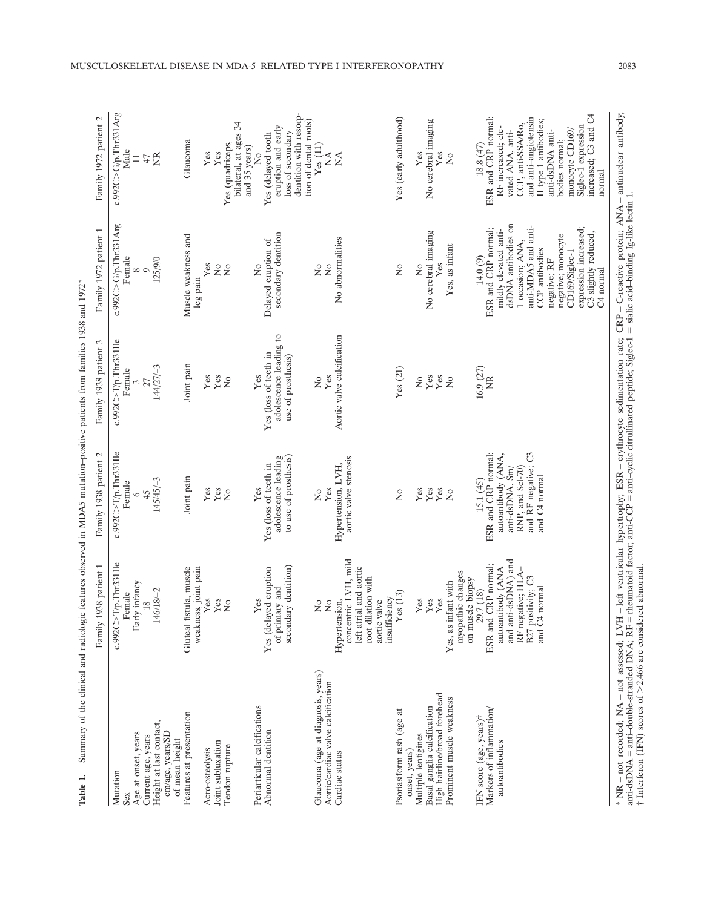**Table 1.** Summary of the clinical and radiologic features observed in MDA5 mutation–positive patients from families 1938 and 1972*

| | Family 1938 patient 1 | Family 1938 patient 2 | Family 1938 patient 3 | Family 1972 patient 1 | Family 1972 patient 2 |
|---|---|---|---|---|---|
| Mutation | c.992C>T/p.Thr331Ile | c.992C>T/p.Thr331Ile | c.992C>T/p.Thr331Ile | c.992C>G/p.Thr331Arg | c.992C>G/p.Thr331Arg |
| Sex | Female | Female | Female | Female | Male |
| Age at onset, years | Early infancy | 6 | 3 | 8 | 11 |
| Current age, years | 18 | 45 | 27 | 9 | 47 |
| Height at last contact, cm/age, years/SD of mean height | 146/18/–2 | 145/45/–3 | 144/27/–3 | 125/9/0 | NR |
| Features at presentation | Gluteal fistula, muscle weakness, joint pain | Joint pain | Joint pain | Muscle weakness and leg pain | Glaucoma |
| Acro-osteolysis | Yes | Yes | Yes | Yes | Yes |
| Joint subluxation | Yes | Yes | Yes | No | Yes |
| Tendon rupture | No | No | No | No | Yes (quadriceps, bilateral, at ages 34 and 35 years) |
| Periarticular calcifications | Yes | Yes | Yes | No | No |
| Abnormal dentition | Yes (delayed eruption of primary and secondary dentition) | Yes (loss of teeth in adolescence leading to use of prosthesis) | Yes (loss of teeth in adolescence leading to use of prosthesis) | Delayed eruption of secondary dentition | Yes (delayed tooth eruption and early loss of secondary dentition with resorption of dental roots) |
| Glaucoma (age at diagnosis, years) | No | No | No | No | Yes (11) |
| Aortic/cardiac valve calcification | No | Yes | Yes | No | NA |
| Cardiac status | Hypertension, concentric LVH, mild left atrial and aortic root dilation with aortic valve insufficiency | Hypertension, LVH, aortic valve stenosis | Aortic valve calcification | No abnormalities | NA |
| Psoriasiform rash (age at onset, years) | Yes (13) | No | Yes (21) | No | Yes (early adulthood) |
| Multiple lentigines | Yes | Yes | No | No | Yes |
| Basal ganglia calcification | Yes | Yes | Yes | No cerebral imaging | No cerebral imaging |
| High hairline/broad forehead | Yes | Yes | Yes | Yes | Yes |
| Prominent muscle weakness | Yes, as infant with myopathic changes on muscle biopsy | No | No | Yes, as infant | No |
| IFN score (age, years)† | 29.7 (18) | 15.1 (45) | 16.9 (27) | 14.0 (9) | 18.8 (47) |
| Markers of inflammation/autoantibodies | ESR and CRP normal; autoantibody (ANA and anti-dsDNA) and RF negative; HLA–B27 positivity; C3 and C4 normal | ESR and CRP normal; autoantibody (ANA, anti-dsDNA, Sm/RNP, and Scl-70) and RF negative; C3 and C4 normal | NR | ESR and CRP normal; mildly elevated anti-dsDNA antibodies on 1 occasion; ANA, anti-MDA5 and anti-CCP antibodies negative; RF negative; monocyte CD169/Siglec-1 expression increased; C3 slightly reduced, C4 normal | ESR and CRP normal; RF increased; elevated ANA, anti-CCP, anti-SSA/Ro, and anti–angiotensin II type 1 antibodies; anti-dsDNA antibodies normal; monocyte CD169/Siglec-1 expression increased; C3 and C4 normal |

\* NR = not recorded; NA = not assessed; LVH = left ventricular hypertrophy; ESR = erythrocyte sedimentation rate; CRP = C-reactive protein; ANA = antinuclear antibody; anti-dsDNA = anti–double-stranded DNA; RF = rheumatoid factor; anti-CCP = anti–cyclic citrullinated peptide; Siglec-1 = sialic acid–binding Ig-like lectin 1.
† Interferon (IFN) scores of >2.466 are considered abnormal.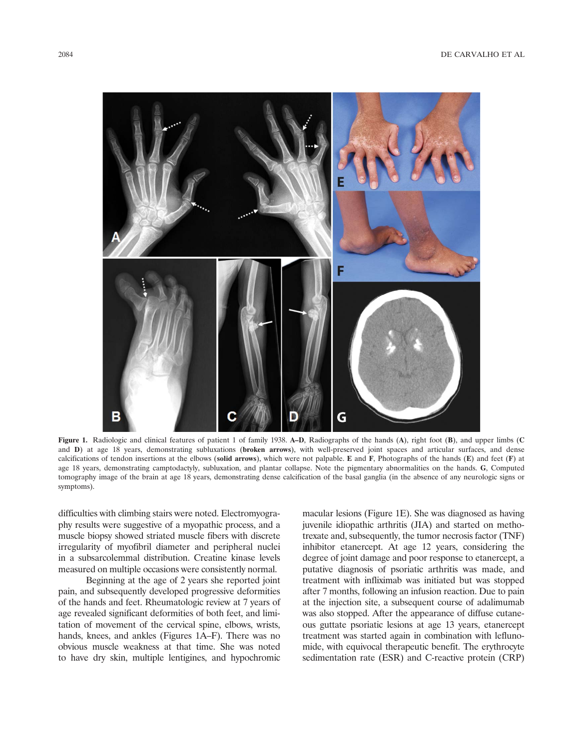**Figure 1.** Radiologic and clinical features of patient 1 of family 1938. **A–D**, Radiographs of the hands (**A**), right foot (**B**), and upper limbs (**C** and **D**) at age 18 years, demonstrating subluxations (**broken arrows**), with well-preserved joint spaces and articular surfaces, and dense calcifications of tendon insertions at the elbows (**solid arrows**), which were not palpable. **E** and **F**, Photographs of the hands (**E**) and feet (**F**) at age 18 years, demonstrating camptodactyly, subluxation, and plantar collapse. Note the pigmentary abnormalities on the hands. **G**, Computed tomography image of the brain at age 18 years, demonstrating dense calcification of the basal ganglia (in the absence of any neurologic signs or symptoms).

difficulties with climbing stairs were noted. Electromyography results were suggestive of a myopathic process, and a muscle biopsy showed striated muscle fibers with discrete irregularity of myofibril diameter and peripheral nuclei in a subsarcolemmal distribution. Creatine kinase levels measured on multiple occasions were consistently normal.

Beginning at the age of 2 years she reported joint pain, and subsequently developed progressive deformities of the hands and feet. Rheumatologic review at 7 years of age revealed significant deformities of both feet, and limitation of movement of the cervical spine, elbows, wrists, hands, knees, and ankles (Figures 1A–F). There was no obvious muscle weakness at that time. She was noted to have dry skin, multiple lentigines, and hypochromic macular lesions (Figure 1E). She was diagnosed as having juvenile idiopathic arthritis (JIA) and started on methotrexate and, subsequently, the tumor necrosis factor (TNF) inhibitor etanercept. At age 12 years, considering the degree of joint damage and poor response to etanercept, a putative diagnosis of psoriatic arthritis was made, and treatment with infliximab was initiated but was stopped after 7 months, following an infusion reaction. Due to pain at the injection site, a subsequent course of adalimumab was also stopped. After the appearance of diffuse cutaneous guttate psoriatic lesions at age 13 years, etanercept treatment was started again in combination with leflunomide, with equivocal therapeutic benefit. The erythrocyte sedimentation rate (ESR) and C-reactive protein (CRP)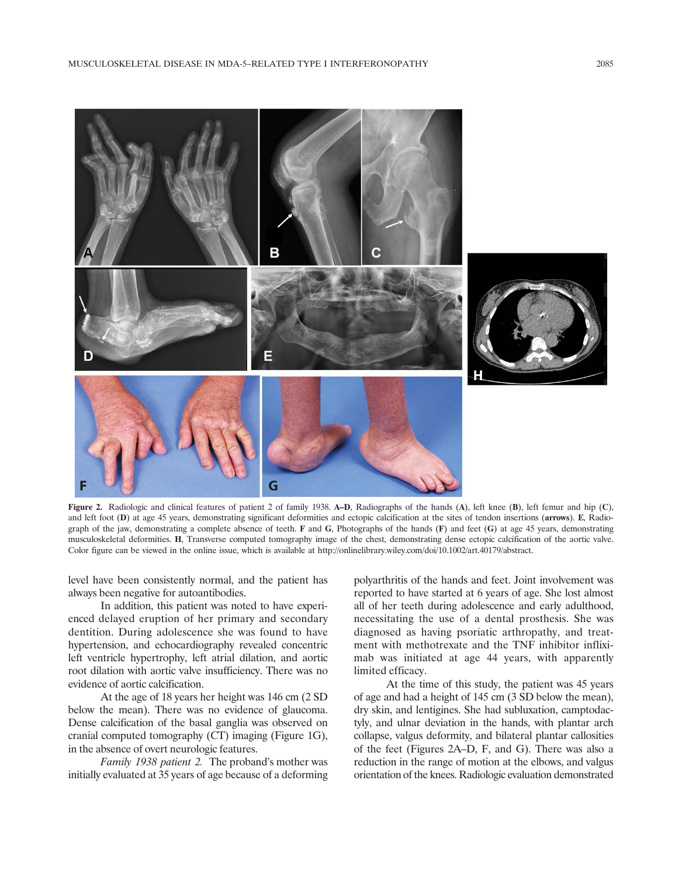Figure 2. Radiologic and clinical features of patient 2 of family 1938. **A–D**, Radiographs of the hands (**A**), left knee (**B**), left femur and hip (**C**), and left foot (**D**) at age 45 years, demonstrating significant deformities and ectopic calcification at the sites of tendon insertions (**arrows**). **E**, Radiograph of the jaw, demonstrating a complete absence of teeth. **F** and **G**, Photographs of the hands (**F**) and feet (**G**) at age 45 years, demonstrating musculoskeletal deformities. **H**, Transverse computed tomography image of the chest, demonstrating dense ectopic calcification of the aortic valve. Color figure can be viewed in the online issue, which is available at http://onlinelibrary.wiley.com/doi/10.1002/art.40179/abstract.

level have been consistently normal, and the patient has always been negative for autoantibodies.

In addition, this patient was noted to have experienced delayed eruption of her primary and secondary dentition. During adolescence she was found to have hypertension, and echocardiography revealed concentric left ventricle hypertrophy, left atrial dilation, and aortic root dilation with aortic valve insufficiency. There was no evidence of aortic calcification.

At the age of 18 years her height was 146 cm (2 SD below the mean). There was no evidence of glaucoma. Dense calcification of the basal ganglia was observed on cranial computed tomography (CT) imaging (Figure 1G), in the absence of overt neurologic features.

*Family 1938 patient 2.* The proband's mother was initially evaluated at 35 years of age because of a deforming polyarthritis of the hands and feet. Joint involvement was reported to have started at 6 years of age. She lost almost all of her teeth during adolescence and early adulthood, necessitating the use of a dental prosthesis. She was diagnosed as having psoriatic arthropathy, and treatment with methotrexate and the TNF inhibitor infliximab was initiated at age 44 years, with apparently limited efficacy.

At the time of this study, the patient was 45 years of age and had a height of 145 cm (3 SD below the mean), dry skin, and lentigines. She had subluxation, camptodactyly, and ulnar deviation in the hands, with plantar arch collapse, valgus deformity, and bilateral plantar callosities of the feet (Figures 2A–D, F, and G). There was also a reduction in the range of motion at the elbows, and valgus orientation of the knees. Radiologic evaluation demonstrated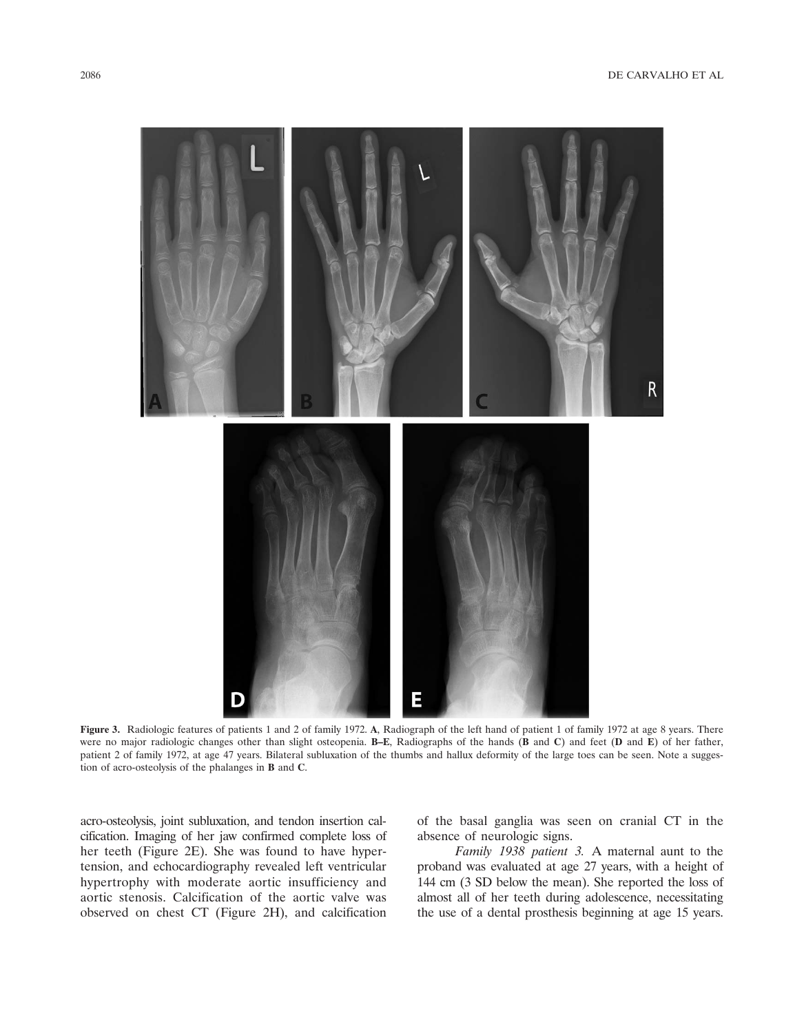**Figure 3.** Radiologic features of patients 1 and 2 of family 1972. **A**, Radiograph of the left hand of patient 1 of family 1972 at age 8 years. There were no major radiologic changes other than slight osteopenia. **B–E**, Radiographs of the hands (**B** and **C**) and feet (**D** and **E**) of her father, patient 2 of family 1972, at age 47 years. Bilateral subluxation of the thumbs and hallux deformity of the large toes can be seen. Note a suggestion of acro-osteolysis of the phalanges in **B** and **C**.

acro-osteolysis, joint subluxation, and tendon insertion calcification. Imaging of her jaw confirmed complete loss of her teeth (Figure 2E). She was found to have hypertension, and echocardiography revealed left ventricular hypertrophy with moderate aortic insufficiency and aortic stenosis. Calcification of the aortic valve was observed on chest CT (Figure 2H), and calcification of the basal ganglia was seen on cranial CT in the absence of neurologic signs.

*Family 1938 patient 3.* A maternal aunt to the proband was evaluated at age 27 years, with a height of 144 cm (3 SD below the mean). She reported the loss of almost all of her teeth during adolescence, necessitating the use of a dental prosthesis beginning at age 15 years.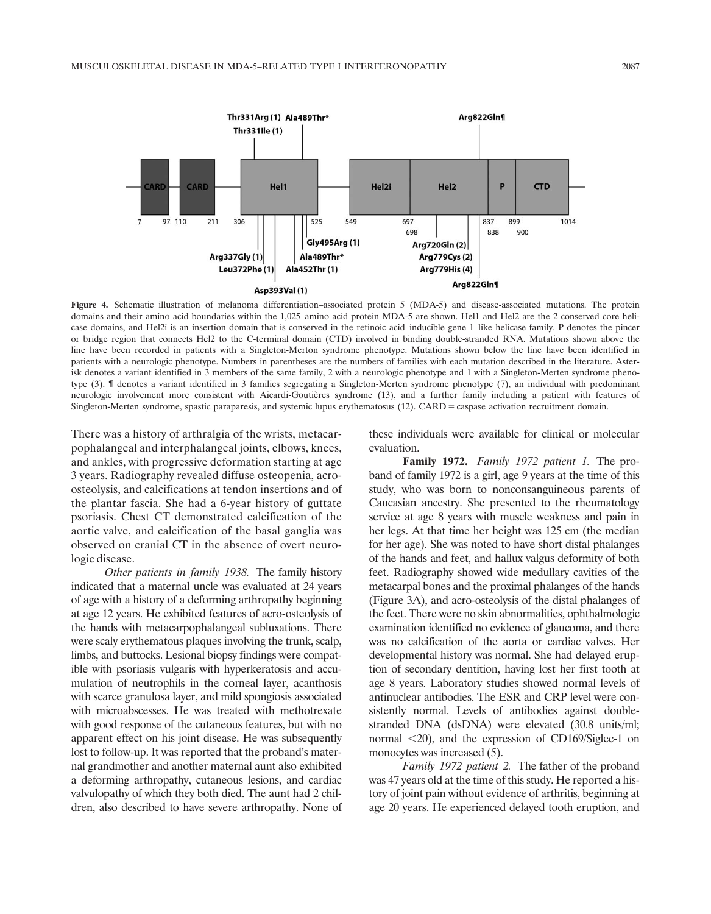Thr331Arg (1)
Thr331Ile (1)
Ala489Thr*
Arg822Gln¶

CARD CARD Hel1 Hel2i Hel2 P CTD

7 97 110 211 306 525 549 697 698 837 838 899 900 1014

Arg337Gly (1)
Leu372Phe (1)
Asp393Val (1)
Ala452Thr (1)
Ala489Thr*
Gly495Arg (1)
Arg720Gln (2)
Arg779Cys (2)
Arg779His (4)
Arg822Gln¶

**Figure 4.** Schematic illustration of melanoma differentiation–associated protein 5 (MDA-5) and disease-associated mutations. The protein domains and their amino acid boundaries within the 1,025–amino acid protein MDA-5 are shown. Hel1 and Hel2 are the 2 conserved core helicase domains, and Hel2i is an insertion domain that is conserved in the retinoic acid–inducible gene 1–like helicase family. P denotes the pincer or bridge region that connects Hel2 to the C-terminal domain (CTD) involved in binding double-stranded RNA. Mutations shown above the line have been recorded in patients with a Singleton-Merton syndrome phenotype. Mutations shown below the line have been identified in patients with a neurologic phenotype. Numbers in parentheses are the numbers of families with each mutation described in the literature. Asterisk denotes a variant identified in 3 members of the same family, 2 with a neurologic phenotype and 1 with a Singleton-Merten syndrome phenotype (3). ¶ denotes a variant identified in 3 families segregating a Singleton-Merten syndrome phenotype (7), an individual with predominant neurologic involvement more consistent with Aicardi-Goutières syndrome (13), and a further family including a patient with features of Singleton-Merten syndrome, spastic paraparesis, and systemic lupus erythematosus (12). CARD = caspase activation recruitment domain.

There was a history of arthralgia of the wrists, metacarpophalangeal and interphalangeal joints, elbows, knees, and ankles, with progressive deformation starting at age 3 years. Radiography revealed diffuse osteopenia, acro-osteolysis, and calcifications at tendon insertions and of the plantar fascia. She had a 6-year history of guttate psoriasis. Chest CT demonstrated calcification of the aortic valve, and calcification of the basal ganglia was observed on cranial CT in the absence of overt neurologic disease.

*Other patients in family 1938.* The family history indicated that a maternal uncle was evaluated at 24 years of age with a history of a deforming arthropathy beginning at age 12 years. He exhibited features of acro-osteolysis of the hands with metacarpophalangeal subluxations. There were scaly erythematous plaques involving the trunk, scalp, limbs, and buttocks. Lesional biopsy findings were compatible with psoriasis vulgaris with hyperkeratosis and accumulation of neutrophils in the corneal layer, acanthosis with scarce granulosa layer, and mild spongiosis associated with microabscesses. He was treated with methotrexate with good response of the cutaneous features, but with no apparent effect on his joint disease. He was subsequently lost to follow-up. It was reported that the proband's maternal grandmother and another maternal aunt also exhibited a deforming arthropathy, cutaneous lesions, and cardiac valvulopathy of which they both died. The aunt had 2 children, also described to have severe arthropathy. None of these individuals were available for clinical or molecular evaluation.

**Family 1972.** *Family 1972 patient 1.* The proband of family 1972 is a girl, age 9 years at the time of this study, who was born to nonconsanguineous parents of Caucasian ancestry. She presented to the rheumatology service at age 8 years with muscle weakness and pain in her legs. At that time her height was 125 cm (the median for her age). She was noted to have short distal phalanges of the hands and feet, and hallux valgus deformity of both feet. Radiography showed wide medullary cavities of the metacarpal bones and the proximal phalanges of the hands (Figure 3A), and acro-osteolysis of the distal phalanges of the feet. There were no skin abnormalities, ophthalmologic examination identified no evidence of glaucoma, and there was no calcification of the aorta or cardiac valves. Her developmental history was normal. She had delayed eruption of secondary dentition, having lost her first tooth at age 8 years. Laboratory studies showed normal levels of antinuclear antibodies. The ESR and CRP level were consistently normal. Levels of antibodies against double-stranded DNA (dsDNA) were elevated (30.8 units/ml; normal <20), and the expression of CD169/Siglec-1 on monocytes was increased (5).

*Family 1972 patient 2.* The father of the proband was 47 years old at the time of this study. He reported a history of joint pain without evidence of arthritis, beginning at age 20 years. He experienced delayed tooth eruption, and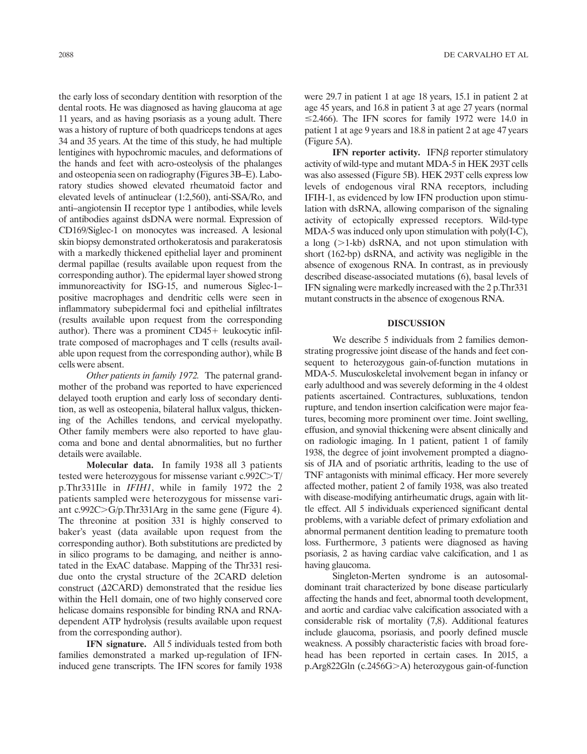the early loss of secondary dentition with resorption of the dental roots. He was diagnosed as having glaucoma at age 11 years, and as having psoriasis as a young adult. There was a history of rupture of both quadriceps tendons at ages 34 and 35 years. At the time of this study, he had multiple lentigines with hypochromic macules, and deformations of the hands and feet with acro-osteolysis of the phalanges and osteopenia seen on radiography (Figures 3B–E). Laboratory studies showed elevated rheumatoid factor and elevated levels of antinuclear (1:2,560), anti-SSA/Ro, and anti–angiotensin II receptor type 1 antibodies, while levels of antibodies against dsDNA were normal. Expression of CD169/Siglec-1 on monocytes was increased. A lesional skin biopsy demonstrated orthokeratosis and parakeratosis with a markedly thickened epithelial layer and prominent dermal papillae (results available upon request from the corresponding author). The epidermal layer showed strong immunoreactivity for ISG-15, and numerous Siglec-1–positive macrophages and dendritic cells were seen in inflammatory subepidermal foci and epithelial infiltrates (results available upon request from the corresponding author). There was a prominent CD45+ leukocytic infiltrate composed of macrophages and T cells (results available upon request from the corresponding author), while B cells were absent.

*Other patients in family 1972.* The paternal grandmother of the proband was reported to have experienced delayed tooth eruption and early loss of secondary dentition, as well as osteopenia, bilateral hallux valgus, thickening of the Achilles tendons, and cervical myelopathy. Other family members were also reported to have glaucoma and bone and dental abnormalities, but no further details were available.

**Molecular data.** In family 1938 all 3 patients tested were heterozygous for missense variant c.992C>T/p.Thr331Ile in *IFIH1*, while in family 1972 the 2 patients sampled were heterozygous for missense variant c.992C>G/p.Thr331Arg in the same gene (Figure 4). The threonine at position 331 is highly conserved to baker's yeast (data available upon request from the corresponding author). Both substitutions are predicted by in silico programs to be damaging, and neither is annotated in the ExAC database. Mapping of the Thr331 residue onto the crystal structure of the 2CARD deletion construct (Δ2CARD) demonstrated that the residue lies within the Hel1 domain, one of two highly conserved core helicase domains responsible for binding RNA and RNA-dependent ATP hydrolysis (results available upon request from the corresponding author).

**IFN signature.** All 5 individuals tested from both families demonstrated a marked up-regulation of IFN-induced gene transcripts. The IFN scores for family 1938 were 29.7 in patient 1 at age 18 years, 15.1 in patient 2 at age 45 years, and 16.8 in patient 3 at age 27 years (normal ≤2.466). The IFN scores for family 1972 were 14.0 in patient 1 at age 9 years and 18.8 in patient 2 at age 47 years (Figure 5A).

**IFN reporter activity.** IFNβ reporter stimulatory activity of wild-type and mutant MDA-5 in HEK 293T cells was also assessed (Figure 5B). HEK 293T cells express low levels of endogenous viral RNA receptors, including IFIH-1, as evidenced by low IFN production upon stimulation with dsRNA, allowing comparison of the signaling activity of ectopically expressed receptors. Wild-type MDA-5 was induced only upon stimulation with poly(I-C), a long (>1-kb) dsRNA, and not upon stimulation with short (162-bp) dsRNA, and activity was negligible in the absence of exogenous RNA. In contrast, as in previously described disease-associated mutations (6), basal levels of IFN signaling were markedly increased with the 2 p.Thr331 mutant constructs in the absence of exogenous RNA.

## DISCUSSION

We describe 5 individuals from 2 families demonstrating progressive joint disease of the hands and feet consequent to heterozygous gain-of-function mutations in MDA-5. Musculoskeletal involvement began in infancy or early adulthood and was severely deforming in the 4 oldest patients ascertained. Contractures, subluxations, tendon rupture, and tendon insertion calcification were major features, becoming more prominent over time. Joint swelling, effusion, and synovial thickening were absent clinically and on radiologic imaging. In 1 patient, patient 1 of family 1938, the degree of joint involvement prompted a diagnosis of JIA and of psoriatic arthritis, leading to the use of TNF antagonists with minimal efficacy. Her more severely affected mother, patient 2 of family 1938, was also treated with disease-modifying antirheumatic drugs, again with little effect. All 5 individuals experienced significant dental problems, with a variable defect of primary exfoliation and abnormal permanent dentition leading to premature tooth loss. Furthermore, 3 patients were diagnosed as having psoriasis, 2 as having cardiac valve calcification, and 1 as having glaucoma.

Singleton-Merten syndrome is an autosomal-dominant trait characterized by bone disease particularly affecting the hands and feet, abnormal tooth development, and aortic and cardiac valve calcification associated with a considerable risk of mortality (7,8). Additional features include glaucoma, psoriasis, and poorly defined muscle weakness. A possibly characteristic facies with broad forehead has been reported in certain cases. In 2015, a p.Arg822Gln (c.2456G>A) heterozygous gain-of-function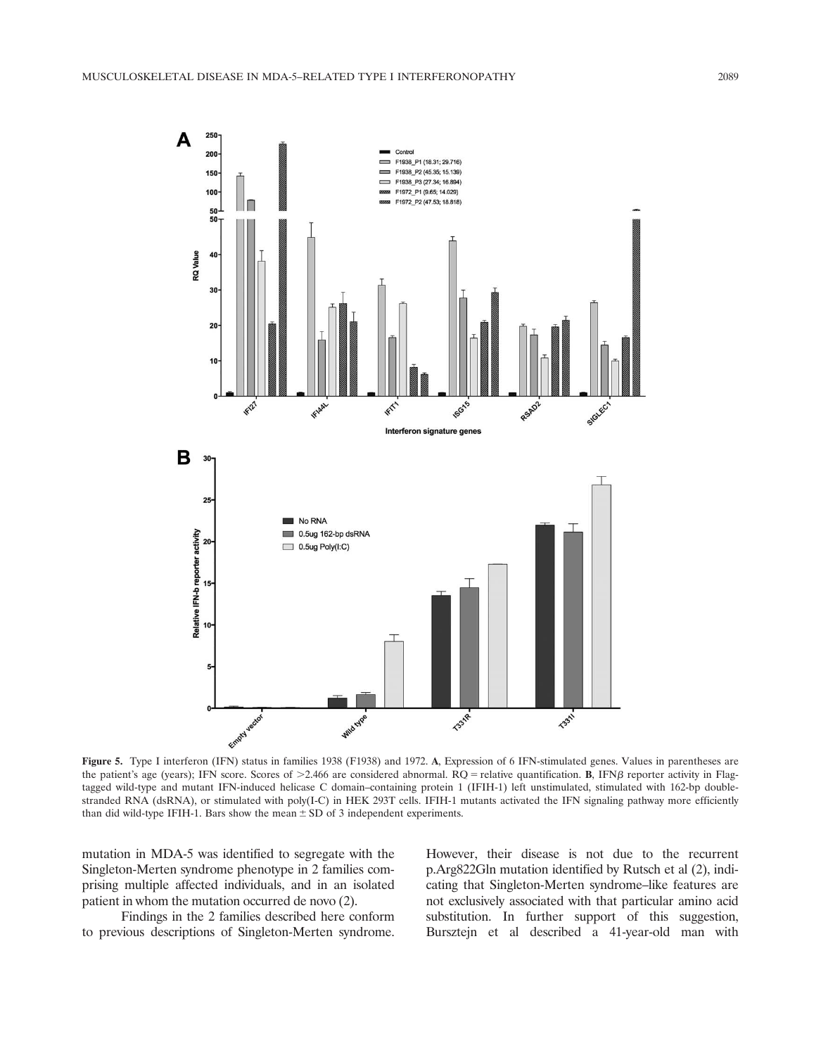A

250
200
150
100
50
50
40
30
20
10
0

RQ Value

Control
F1938_P1 (18.31; 29.716)
F1938_P2 (45.35; 15.139)
F1938_P3 (27.34; 16.894)
F1972_P1 (9.65; 14.029)
F1972_P2 (47.53; 18.818)

IFI27
IFI44L
IFIT1
ISG15
RSAD2
SIGLEC1

Interferon signature genes

B

30
25
20
15
10
5
0

Relative IFN-b reporter activity

No RNA
0.5ug 162-bp dsRNA
0.5ug Poly(I:C)

Empty vector
Wild type
T331R
T331I

**Figure 5.** Type I interferon (IFN) status in families 1938 (F1938) and 1972. **A**, Expression of 6 IFN-stimulated genes. Values in parentheses are the patient's age (years); IFN score. Scores of >2.466 are considered abnormal. RQ = relative quantification. **B**, IFN$\beta$ reporter activity in Flag-tagged wild-type and mutant IFN-induced helicase C domain–containing protein 1 (IFIH-1) left unstimulated, stimulated with 162-bp double-stranded RNA (dsRNA), or stimulated with poly(I-C) in HEK 293T cells. IFIH-1 mutants activated the IFN signaling pathway more efficiently than did wild-type IFIH-1. Bars show the mean ± SD of 3 independent experiments.

mutation in MDA-5 was identified to segregate with the Singleton-Merten syndrome phenotype in 2 families comprising multiple affected individuals, and in an isolated patient in whom the mutation occurred de novo (2).

Findings in the 2 families described here conform to previous descriptions of Singleton-Merten syndrome. However, their disease is not due to the recurrent p.Arg822Gln mutation identified by Rutsch et al (2), indicating that Singleton-Merten syndrome–like features are not exclusively associated with that particular amino acid substitution. In further support of this suggestion, Bursztejn et al described a 41-year-old man with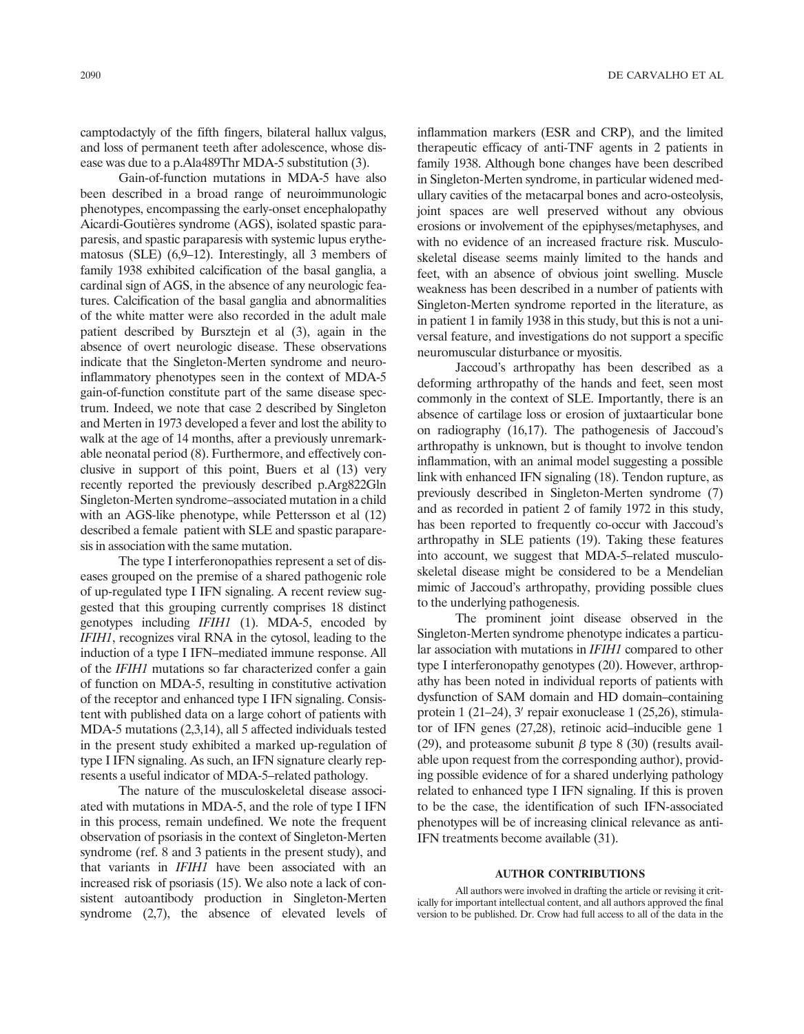camptodactyly of the fifth fingers, bilateral hallux valgus, and loss of permanent teeth after adolescence, whose disease was due to a p.Ala489Thr MDA-5 substitution (3).

Gain-of-function mutations in MDA-5 have also been described in a broad range of neuroimmunologic phenotypes, encompassing the early-onset encephalopathy Aicardi-Goutières syndrome (AGS), isolated spastic paraparesis, and spastic paraparesis with systemic lupus erythematosus (SLE) (6,9–12). Interestingly, all 3 members of family 1938 exhibited calcification of the basal ganglia, a cardinal sign of AGS, in the absence of any neurologic features. Calcification of the basal ganglia and abnormalities of the white matter were also recorded in the adult male patient described by Bursztejn et al (3), again in the absence of overt neurologic disease. These observations indicate that the Singleton-Merten syndrome and neuroinflammatory phenotypes seen in the context of MDA-5 gain-of-function constitute part of the same disease spectrum. Indeed, we note that case 2 described by Singleton and Merten in 1973 developed a fever and lost the ability to walk at the age of 14 months, after a previously unremarkable neonatal period (8). Furthermore, and effectively conclusive in support of this point, Buers et al (13) very recently reported the previously described p.Arg822Gln Singleton-Merten syndrome–associated mutation in a child with an AGS-like phenotype, while Pettersson et al (12) described a female patient with SLE and spastic paraparesis in association with the same mutation.

The type I interferonopathies represent a set of diseases grouped on the premise of a shared pathogenic role of up-regulated type I IFN signaling. A recent review suggested that this grouping currently comprises 18 distinct genotypes including *IFIH1* (1). MDA-5, encoded by *IFIH1*, recognizes viral RNA in the cytosol, leading to the induction of a type I IFN–mediated immune response. All of the *IFIH1* mutations so far characterized confer a gain of function on MDA-5, resulting in constitutive activation of the receptor and enhanced type I IFN signaling. Consistent with published data on a large cohort of patients with MDA-5 mutations (2,3,14), all 5 affected individuals tested in the present study exhibited a marked up-regulation of type I IFN signaling. As such, an IFN signature clearly represents a useful indicator of MDA-5–related pathology.

The nature of the musculoskeletal disease associated with mutations in MDA-5, and the role of type I IFN in this process, remain undefined. We note the frequent observation of psoriasis in the context of Singleton-Merten syndrome (ref. 8 and 3 patients in the present study), and that variants in *IFIH1* have been associated with an increased risk of psoriasis (15). We also note a lack of consistent autoantibody production in Singleton-Merten syndrome (2,7), the absence of elevated levels of inflammation markers (ESR and CRP), and the limited therapeutic efficacy of anti-TNF agents in 2 patients in family 1938. Although bone changes have been described in Singleton-Merten syndrome, in particular widened medullary cavities of the metacarpal bones and acro-osteolysis, joint spaces are well preserved without any obvious erosions or involvement of the epiphyses/metaphyses, and with no evidence of an increased fracture risk. Musculoskeletal disease seems mainly limited to the hands and feet, with an absence of obvious joint swelling. Muscle weakness has been described in a number of patients with Singleton-Merten syndrome reported in the literature, as in patient 1 in family 1938 in this study, but this is not a universal feature, and investigations do not support a specific neuromuscular disturbance or myositis.

Jaccoud's arthropathy has been described as a deforming arthropathy of the hands and feet, seen most commonly in the context of SLE. Importantly, there is an absence of cartilage loss or erosion of juxtaarticular bone on radiography (16,17). The pathogenesis of Jaccoud's arthropathy is unknown, but is thought to involve tendon inflammation, with an animal model suggesting a possible link with enhanced IFN signaling (18). Tendon rupture, as previously described in Singleton-Merten syndrome (7) and as recorded in patient 2 of family 1972 in this study, has been reported to frequently co-occur with Jaccoud's arthropathy in SLE patients (19). Taking these features into account, we suggest that MDA-5–related musculoskeletal disease might be considered to be a Mendelian mimic of Jaccoud's arthropathy, providing possible clues to the underlying pathogenesis.

The prominent joint disease observed in the Singleton-Merten syndrome phenotype indicates a particular association with mutations in *IFIH1* compared to other type I interferonopathy genotypes (20). However, arthropathy has been noted in individual reports of patients with dysfunction of SAM domain and HD domain–containing protein 1 (21–24), 3′ repair exonuclease 1 (25,26), stimulator of IFN genes (27,28), retinoic acid–inducible gene 1 (29), and proteasome subunit $\beta$ type 8 (30) (results available upon request from the corresponding author), providing possible evidence of for a shared underlying pathology related to enhanced type I IFN signaling. If this is proven to be the case, the identification of such IFN-associated phenotypes will be of increasing clinical relevance as anti-IFN treatments become available (31).

## AUTHOR CONTRIBUTIONS

All authors were involved in drafting the article or revising it critically for important intellectual content, and all authors approved the final version to be published. Dr. Crow had full access to all of the data in the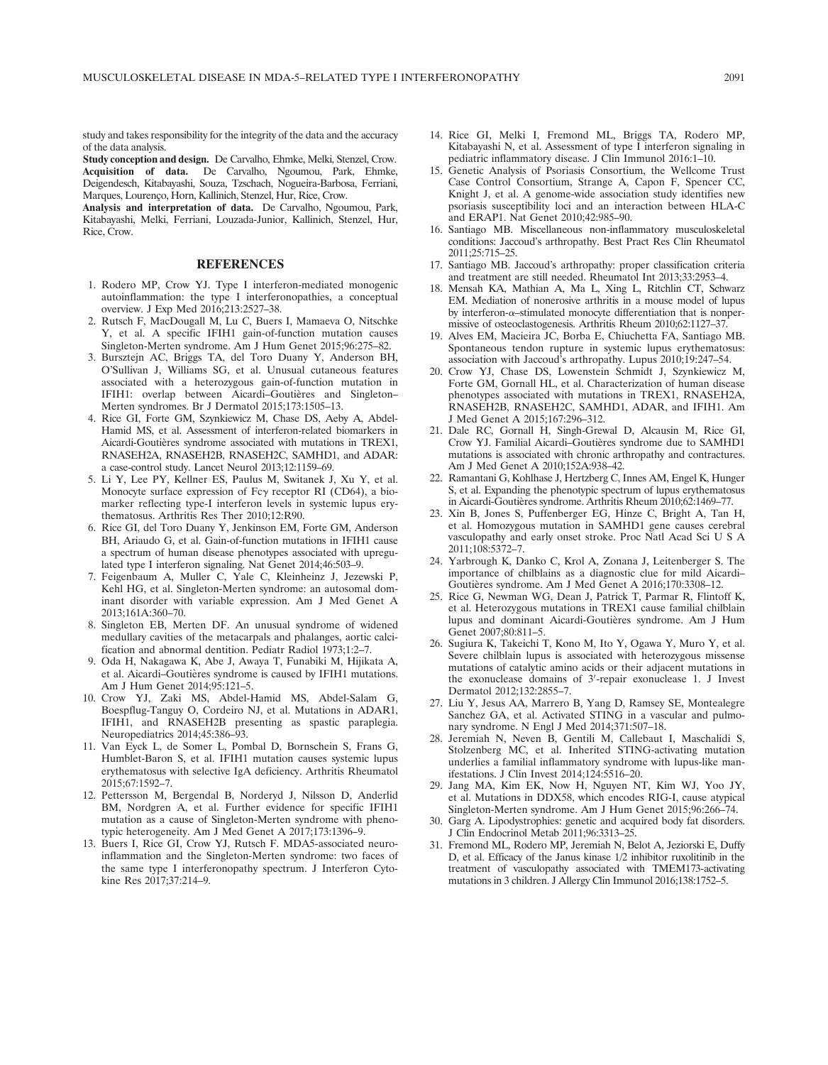study and takes responsibility for the integrity of the data and the accuracy of the data analysis.

**Study conception and design.** De Carvalho, Ehmke, Melki, Stenzel, Crow.

**Acquisition of data.** De Carvalho, Ngoumou, Park, Ehmke, Deigendesch, Kitabayashi, Souza, Tzschach, Nogueira-Barbosa, Ferriani, Marques, Lourenço, Horn, Kallinich, Stenzel, Hur, Rice, Crow.

**Analysis and interpretation of data.** De Carvalho, Ngoumou, Park, Kitabayashi, Melki, Ferriani, Louzada-Junior, Kallinich, Stenzel, Hur, Rice, Crow.

## REFERENCES

1. Rodero MP, Crow YJ. Type I interferon-mediated monogenic autoinflammation: the type I interferonopathies, a conceptual overview. J Exp Med 2016;213:2527–38.
2. Rutsch F, MacDougall M, Lu C, Buers I, Mamaeva O, Nitschke Y, et al. A specific IFIH1 gain-of-function mutation causes Singleton-Merten syndrome. Am J Hum Genet 2015;96:275–82.
3. Bursztejn AC, Briggs TA, del Toro Duany Y, Anderson BH, O'Sullivan J, Williams SG, et al. Unusual cutaneous features associated with a heterozygous gain-of-function mutation in IFIH1: overlap between Aicardi–Goutières and Singleton–Merten syndromes. Br J Dermatol 2015;173:1505–13.
4. Rice GI, Forte GM, Szynkiewicz M, Chase DS, Aeby A, Abdel-Hamid MS, et al. Assessment of interferon-related biomarkers in Aicardi-Goutières syndrome associated with mutations in TREX1, RNASEH2A, RNASEH2B, RNASEH2C, SAMHD1, and ADAR: a case-control study. Lancet Neurol 2013;12:1159–69.
5. Li Y, Lee PY, Kellner ES, Paulus M, Switanek J, Xu Y, et al. Monocyte surface expression of Fcγ receptor RI (CD64), a biomarker reflecting type-I interferon levels in systemic lupus erythematosus. Arthritis Res Ther 2010;12:R90.
6. Rice GI, del Toro Duany Y, Jenkinson EM, Forte GM, Anderson BH, Ariaudo G, et al. Gain-of-function mutations in IFIH1 cause a spectrum of human disease phenotypes associated with upregulated type I interferon signaling. Nat Genet 2014;46:503–9.
7. Feigenbaum A, Muller C, Yale C, Kleinheinz J, Jezewski P, Kehl HG, et al. Singleton-Merten syndrome: an autosomal dominant disorder with variable expression. Am J Med Genet A 2013;161A:360–70.
8. Singleton EB, Merten DF. An unusual syndrome of widened medullary cavities of the metacarpals and phalanges, aortic calcification and abnormal dentition. Pediatr Radiol 1973;1:2–7.
9. Oda H, Nakagawa K, Abe J, Awaya T, Funabiki M, Hijikata A, et al. Aicardi–Goutières syndrome is caused by IFIH1 mutations. Am J Hum Genet 2014;95:121–5.
10. Crow YJ, Zaki MS, Abdel-Hamid MS, Abdel-Salam G, Boespflug-Tanguy O, Cordeiro NJ, et al. Mutations in ADAR1, IFIH1, and RNASEH2B presenting as spastic paraplegia. Neuropediatrics 2014;45:386–93.
11. Van Eyck L, de Somer L, Pombal D, Bornschein S, Frans G, Humblet-Baron S, et al. IFIH1 mutation causes systemic lupus erythematosus with selective IgA deficiency. Arthritis Rheumatol 2015;67:1592–7.
12. Pettersson M, Bergendal B, Norderyd J, Nilsson D, Anderlid BM, Nordgren A, et al. Further evidence for specific IFIH1 mutation as a cause of Singleton-Merten syndrome with phenotypic heterogeneity. Am J Med Genet A 2017;173:1396–9.
13. Buers I, Rice GI, Crow YJ, Rutsch F. MDA5-associated neuroinflammation and the Singleton-Merten syndrome: two faces of the same type I interferonopathy spectrum. J Interferon Cytokine Res 2017;37:214–9.
14. Rice GI, Melki I, Fremond ML, Briggs TA, Rodero MP, Kitabayashi N, et al. Assessment of type I interferon signaling in pediatric inflammatory disease. J Clin Immunol 2016:1–10.
15. Genetic Analysis of Psoriasis Consortium, the Wellcome Trust Case Control Consortium, Strange A, Capon F, Spencer CC, Knight J, et al. A genome-wide association study identifies new psoriasis susceptibility loci and an interaction between HLA-C and ERAP1. Nat Genet 2010;42:985–90.
16. Santiago MB. Miscellaneous non-inflammatory musculoskeletal conditions: Jaccoud's arthropathy. Best Pract Res Clin Rheumatol 2011;25:715–25.
17. Santiago MB. Jaccoud's arthropathy: proper classification criteria and treatment are still needed. Rheumatol Int 2013;33:2953–4.
18. Mensah KA, Mathian A, Ma L, Xing L, Ritchlin CT, Schwarz EM. Mediation of nonerosive arthritis in a mouse model of lupus by interferon-α–stimulated monocyte differentiation that is nonpermissive of osteoclastogenesis. Arthritis Rheum 2010;62:1127–37.
19. Alves EM, Macieira JC, Borba E, Chiuchetta FA, Santiago MB. Spontaneous tendon rupture in systemic lupus erythematosus: association with Jaccoud's arthropathy. Lupus 2010;19:247–54.
20. Crow YJ, Chase DS, Lowenstein Schmidt J, Szynkiewicz M, Forte GM, Gornall HL, et al. Characterization of human disease phenotypes associated with mutations in TREX1, RNASEH2A, RNASEH2B, RNASEH2C, SAMHD1, ADAR, and IFIH1. Am J Med Genet A 2015;167:296–312.
21. Dale RC, Gornall H, Singh-Grewal D, Alcausin M, Rice GI, Crow YJ. Familial Aicardi–Goutières syndrome due to SAMHD1 mutations is associated with chronic arthropathy and contractures. Am J Med Genet A 2010;152A:938–42.
22. Ramantani G, Kohlhase J, Hertzberg C, Innes AM, Engel K, Hunger S, et al. Expanding the phenotypic spectrum of lupus erythematosus in Aicardi-Goutières syndrome. Arthritis Rheum 2010;62:1469–77.
23. Xin B, Jones S, Puffenberger EG, Hinze C, Bright A, Tan H, et al. Homozygous mutation in SAMHD1 gene causes cerebral vasculopathy and early onset stroke. Proc Natl Acad Sci U S A 2011;108:5372–7.
24. Yarbrough K, Danko C, Krol A, Zonana J, Leitenberger S. The importance of chilblains as a diagnostic clue for mild Aicardi–Goutières syndrome. Am J Med Genet A 2016;170:3308–12.
25. Rice G, Newman WG, Dean J, Patrick T, Parmar R, Flintoff K, et al. Heterozygous mutations in TREX1 cause familial chilblain lupus and dominant Aicardi-Goutières syndrome. Am J Hum Genet 2007;80:811–5.
26. Sugiura K, Takeichi T, Kono M, Ito Y, Ogawa Y, Muro Y, et al. Severe chilblain lupus is associated with heterozygous missense mutations of catalytic amino acids or their adjacent mutations in the exonuclease domains of 3′-repair exonuclease 1. J Invest Dermatol 2012;132:2855–7.
27. Liu Y, Jesus AA, Marrero B, Yang D, Ramsey SE, Montealegre Sanchez GA, et al. Activated STING in a vascular and pulmonary syndrome. N Engl J Med 2014;371:507–18.
28. Jeremiah N, Neven B, Gentili M, Callebaut I, Maschalidi S, Stolzenberg MC, et al. Inherited STING-activating mutation underlies a familial inflammatory syndrome with lupus-like manifestations. J Clin Invest 2014;124:5516–20.
29. Jang MA, Kim EK, Now H, Nguyen NT, Kim WJ, Yoo JY, et al. Mutations in DDX58, which encodes RIG-I, cause atypical Singleton-Merten syndrome. Am J Hum Genet 2015;96:266–74.
30. Garg A. Lipodystrophies: genetic and acquired body fat disorders. J Clin Endocrinol Metab 2011;96:3313–25.
31. Fremond ML, Rodero MP, Jeremiah N, Belot A, Jeziorski E, Duffy D, et al. Efficacy of the Janus kinase 1/2 inhibitor ruxolitinib in the treatment of vasculopathy associated with TMEM173-activating mutations in 3 children. J Allergy Clin Immunol 2016;138:1752–5.